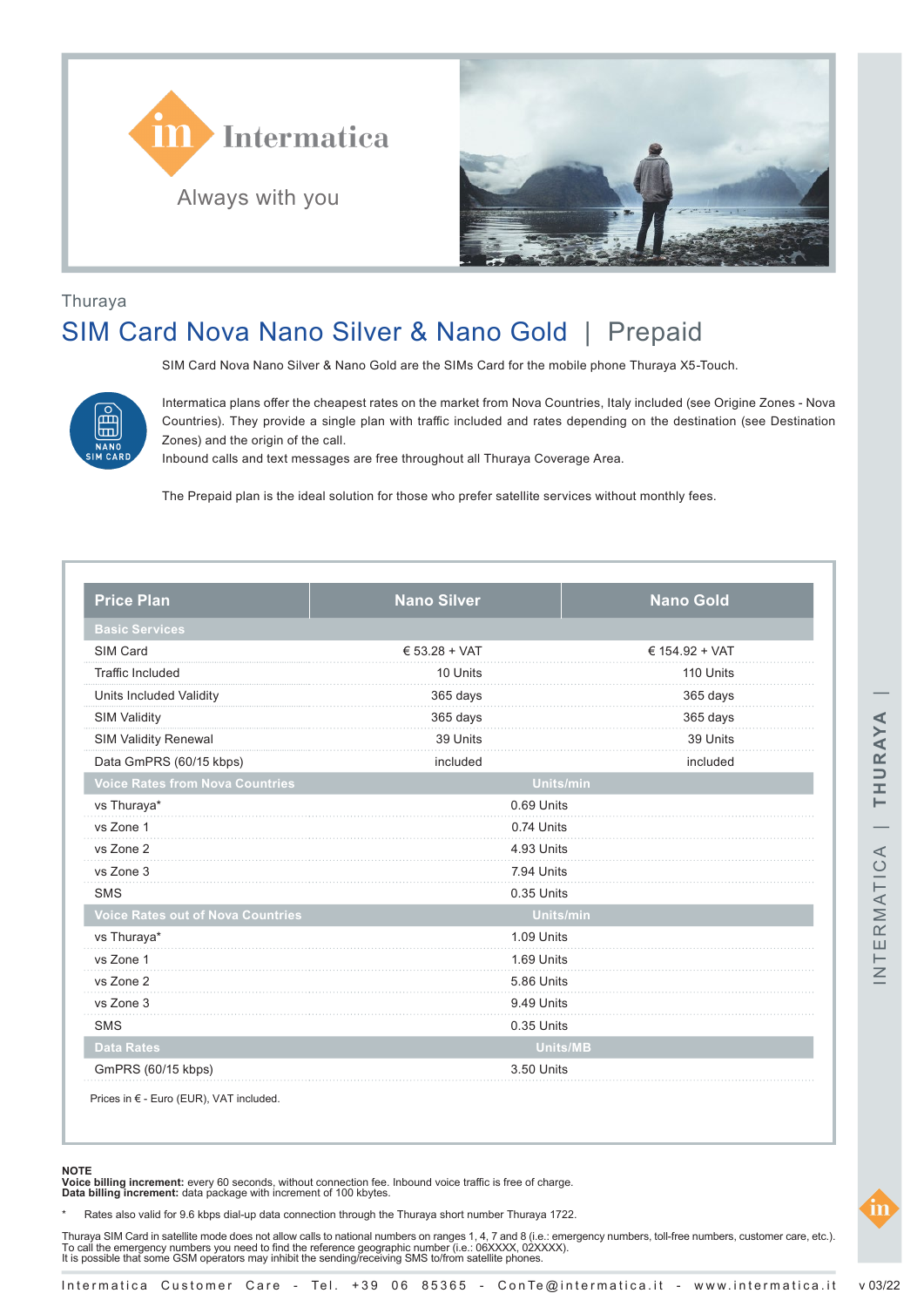Intermatica

Always with you

Thuraya

# SIM Card Nova Nano Silver & Nano Gold | Prepaid

SIM Card Nova Nano Silver & Nano Gold are the SIMs Card for the mobile phone Thuraya X5-Touch.

NANO SIM CARD

Intermatica plans offer the cheapest rates on the market from Nova Countries, Italy included (see Origine Zones - Nova Countries). They provide a single plan with traffic included and rates depending on the destination (see Destination Zones) and the origin of the call.
Inbound calls and text messages are free throughout all Thuraya Coverage Area.

The Prepaid plan is the ideal solution for those who prefer satellite services without monthly fees.

| Price Plan | Nano Silver | Nano Gold |
|---|---|---|
| **Basic Services** | | |
| SIM Card | € 53.28 + VAT | € 154.92 + VAT |
| Traffic Included | 10 Units | 110 Units |
| Units Included Validity | 365 days | 365 days |
| SIM Validity | 365 days | 365 days |
| SIM Validity Renewal | 39 Units | 39 Units |
| Data GmPRS (60/15 kbps) | included | included |
| **Voice Rates from Nova Countries** | **Units/min** | |
| vs Thuraya* | 0.69 Units | |
| vs Zone 1 | 0.74 Units | |
| vs Zone 2 | 4.93 Units | |
| vs Zone 3 | 7.94 Units | |
| SMS | 0.35 Units | |
| **Voice Rates out of Nova Countries** | **Units/min** | |
| vs Thuraya* | 1.09 Units | |
| vs Zone 1 | 1.69 Units | |
| vs Zone 2 | 5.86 Units | |
| vs Zone 3 | 9.49 Units | |
| SMS | 0.35 Units | |
| **Data Rates** | **Units/MB** | |
| GmPRS (60/15 kbps) | 3.50 Units | |

Prices in € - Euro (EUR), VAT included.

**NOTE**
**Voice billing increment:** every 60 seconds, without connection fee. Inbound voice traffic is free of charge.
**Data billing increment:** data package with increment of 100 kbytes.

\* Rates also valid for 9.6 kbps dial-up data connection through the Thuraya short number Thuraya 1722.

Thuraya SIM Card in satellite mode does not allow calls to national numbers on ranges 1, 4, 7 and 8 (i.e.: emergency numbers, toll-free numbers, customer care, etc.).
To call the emergency numbers you need to find the reference geographic number (i.e.: 06XXXX, 02XXXX).
It is possible that some GSM operators may inhibit the sending/receiving SMS to/from satellite phones.

Intermatica Customer Care - Tel. +39 06 85365 - ConTe@intermatica.it - www.intermatica.it

v 03/22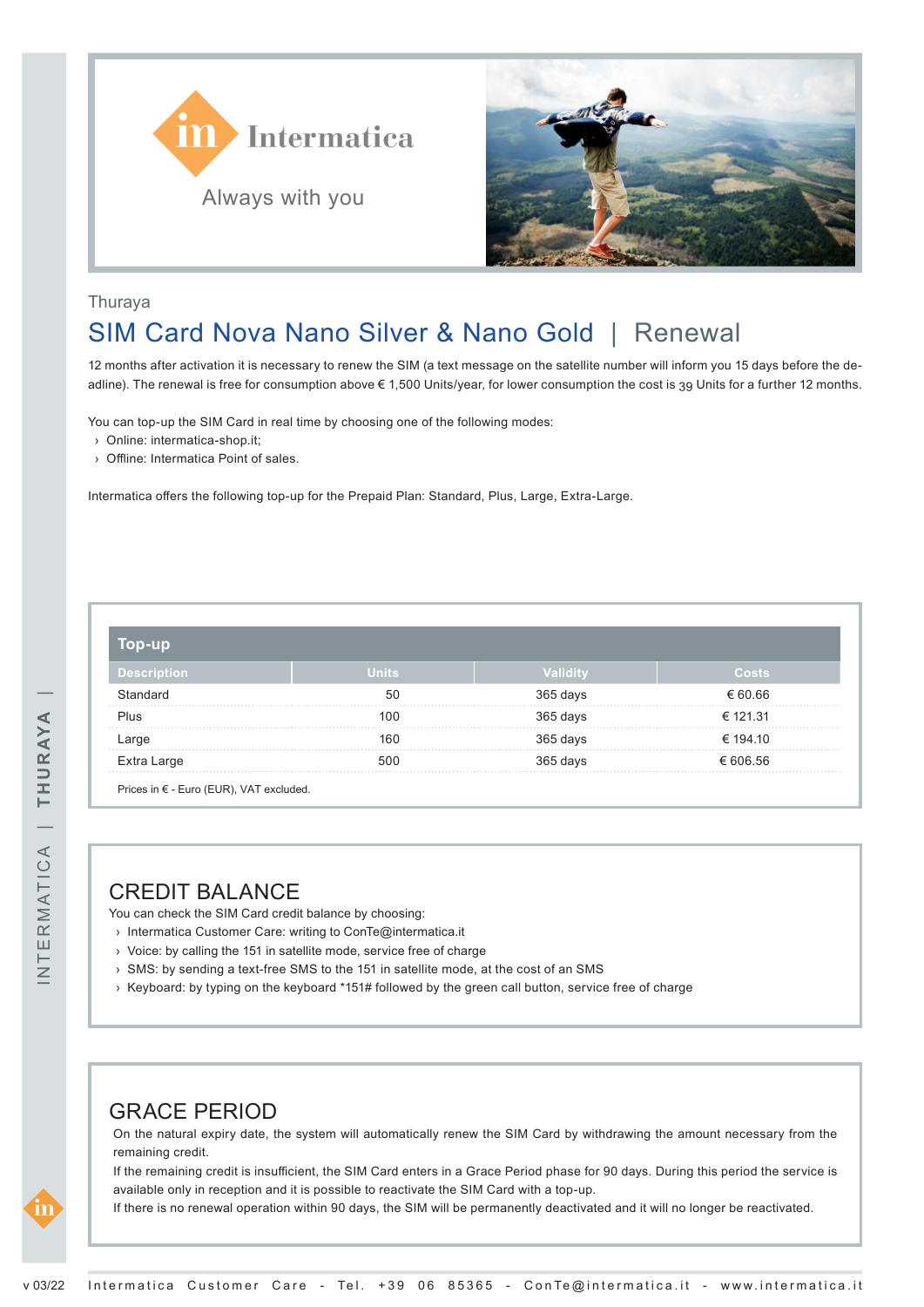Intermatica

Always with you

Thuraya

# SIM Card Nova Nano Silver & Nano Gold | Renewal

12 months after activation it is necessary to renew the SIM (a text message on the satellite number will inform you 15 days before the de-adline). The renewal is free for consumption above € 1,500 Units/year, for lower consumption the cost is 39 Units for a further 12 months.

You can top-up the SIM Card in real time by choosing one of the following modes:

› Online: intermatica-shop.it;
› Offline: Intermatica Point of sales.

Intermatica offers the following top-up for the Prepaid Plan: Standard, Plus, Large, Extra-Large.

**Top-up**

| Description | Units | Validity | Costs |
|---|---|---|---|
| Standard | 50 | 365 days | € 60.66 |
| Plus | 100 | 365 days | € 121.31 |
| Large | 160 | 365 days | € 194.10 |
| Extra Large | 500 | 365 days | € 606.56 |

Prices in € - Euro (EUR), VAT excluded.

## CREDIT BALANCE

You can check the SIM Card credit balance by choosing:

› Intermatica Customer Care: writing to ConTe@intermatica.it
› Voice: by calling the 151 in satellite mode, service free of charge
› SMS: by sending a text-free SMS to the 151 in satellite mode, at the cost of an SMS
› Keyboard: by typing on the keyboard *151# followed by the green call button, service free of charge

## GRACE PERIOD

On the natural expiry date, the system will automatically renew the SIM Card by withdrawing the amount necessary from the remaining credit.

If the remaining credit is insufficient, the SIM Card enters in a Grace Period phase for 90 days. During this period the service is available only in reception and it is possible to reactivate the SIM Card with a top-up.

If there is no renewal operation within 90 days, the SIM will be permanently deactivated and it will no longer be reactivated.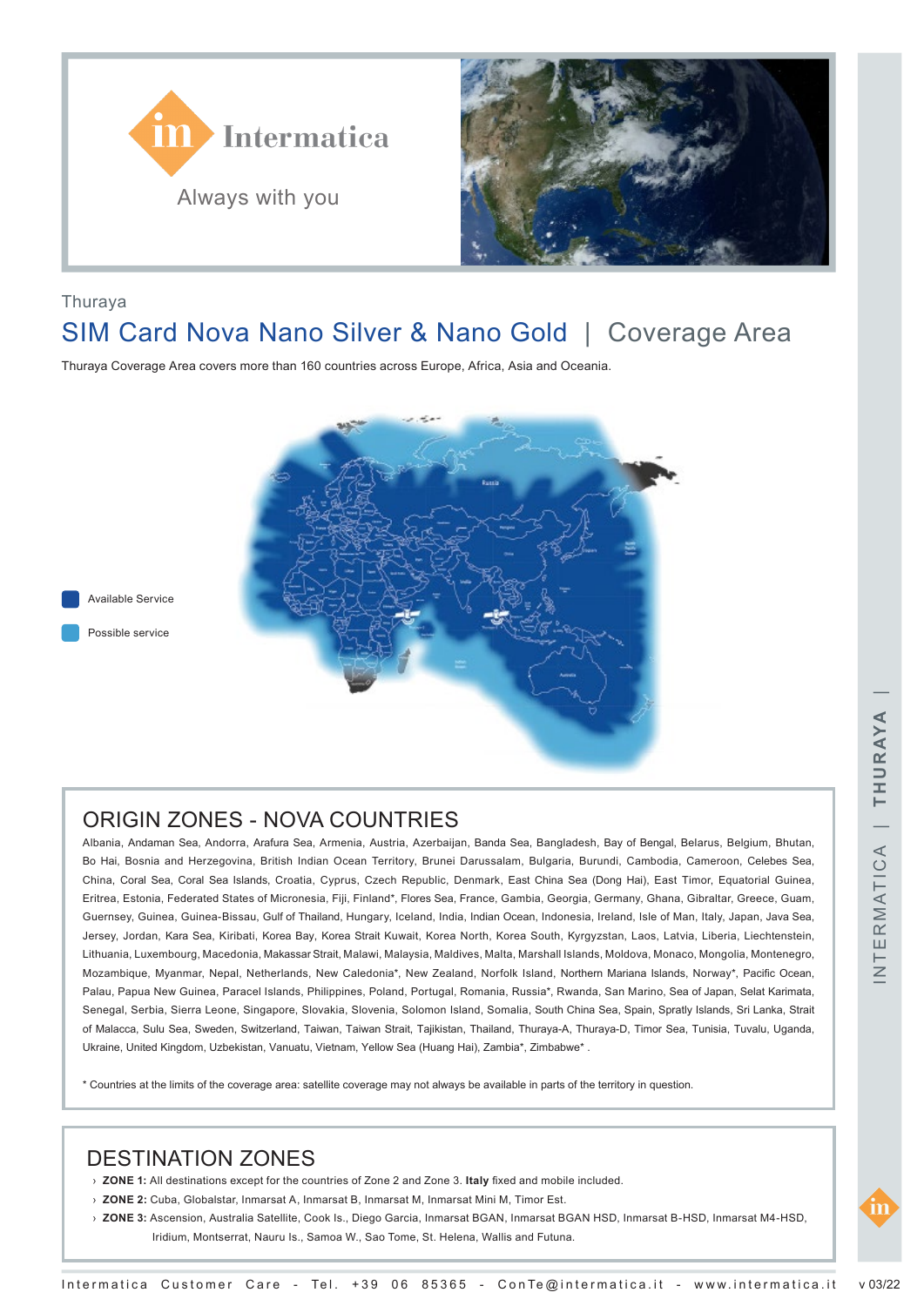Intermatica

Always with you

Thuraya

# SIM Card Nova Nano Silver & Nano Gold | Coverage Area

Thuraya Coverage Area covers more than 160 countries across Europe, Africa, Asia and Oceania.

Available Service

Possible service

## ORIGIN ZONES - NOVA COUNTRIES

Albania, Andaman Sea, Andorra, Arafura Sea, Armenia, Austria, Azerbaijan, Banda Sea, Bangladesh, Bay of Bengal, Belarus, Belgium, Bhutan, Bo Hai, Bosnia and Herzegovina, British Indian Ocean Territory, Brunei Darussalam, Bulgaria, Burundi, Cambodia, Cameroon, Celebes Sea, China, Coral Sea, Coral Sea Islands, Croatia, Cyprus, Czech Republic, Denmark, East China Sea (Dong Hai), East Timor, Equatorial Guinea, Eritrea, Estonia, Federated States of Micronesia, Fiji, Finland*, Flores Sea, France, Gambia, Georgia, Germany, Ghana, Gibraltar, Greece, Guam, Guernsey, Guinea, Guinea-Bissau, Gulf of Thailand, Hungary, Iceland, India, Indian Ocean, Indonesia, Ireland, Isle of Man, Italy, Japan, Java Sea, Jersey, Jordan, Kara Sea, Kiribati, Korea Bay, Korea Strait Kuwait, Korea North, Korea South, Kyrgyzstan, Laos, Latvia, Liberia, Liechtenstein, Lithuania, Luxembourg, Macedonia, Makassar Strait, Malawi, Malaysia, Maldives, Malta, Marshall Islands, Moldova, Monaco, Mongolia, Montenegro, Mozambique, Myanmar, Nepal, Netherlands, New Caledonia*, New Zealand, Norfolk Island, Northern Mariana Islands, Norway*, Pacific Ocean, Palau, Papua New Guinea, Paracel Islands, Philippines, Poland, Portugal, Romania, Russia*, Rwanda, San Marino, Sea of Japan, Selat Karimata, Senegal, Serbia, Sierra Leone, Singapore, Slovakia, Slovenia, Solomon Island, Somalia, South China Sea, Spain, Spratly Islands, Sri Lanka, Strait of Malacca, Sulu Sea, Sweden, Switzerland, Taiwan, Taiwan Strait, Tajikistan, Thailand, Thuraya-A, Thuraya-D, Timor Sea, Tunisia, Tuvalu, Uganda, Ukraine, United Kingdom, Uzbekistan, Vanuatu, Vietnam, Yellow Sea (Huang Hai), Zambia*, Zimbabwe* .

* Countries at the limits of the coverage area: satellite coverage may not always be available in parts of the territory in question.

## DESTINATION ZONES

- **ZONE 1:** All destinations except for the countries of Zone 2 and Zone 3. **Italy** fixed and mobile included.
- **ZONE 2:** Cuba, Globalstar, Inmarsat A, Inmarsat B, Inmarsat M, Inmarsat Mini M, Timor Est.
- **ZONE 3:** Ascension, Australia Satellite, Cook Is., Diego Garcia, Inmarsat BGAN, Inmarsat BGAN HSD, Inmarsat B-HSD, Inmarsat M4-HSD, Iridium, Montserrat, Nauru Is., Samoa W., Sao Tome, St. Helena, Wallis and Futuna.

Intermatica Customer Care - Tel. +39 06 85365 - ConTe@intermatica.it - www.intermatica.it

v 03/22